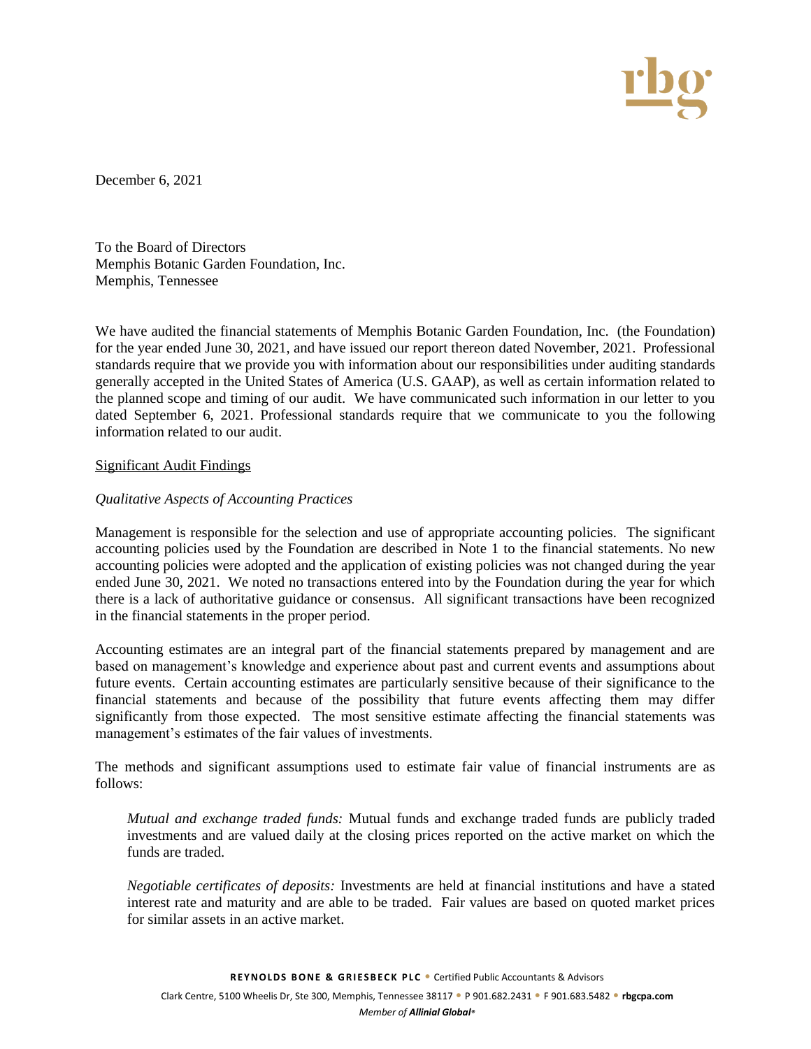December 6, 2021

To the Board of Directors
Memphis Botanic Garden Foundation, Inc.
Memphis, Tennessee

We have audited the financial statements of Memphis Botanic Garden Foundation, Inc. (the Foundation) for the year ended June 30, 2021, and have issued our report thereon dated November, 2021. Professional standards require that we provide you with information about our responsibilities under auditing standards generally accepted in the United States of America (U.S. GAAP), as well as certain information related to the planned scope and timing of our audit. We have communicated such information in our letter to you dated September 6, 2021. Professional standards require that we communicate to you the following information related to our audit.

## Significant Audit Findings

### *Qualitative Aspects of Accounting Practices*

Management is responsible for the selection and use of appropriate accounting policies. The significant accounting policies used by the Foundation are described in Note 1 to the financial statements. No new accounting policies were adopted and the application of existing policies was not changed during the year ended June 30, 2021. We noted no transactions entered into by the Foundation during the year for which there is a lack of authoritative guidance or consensus. All significant transactions have been recognized in the financial statements in the proper period.

Accounting estimates are an integral part of the financial statements prepared by management and are based on management's knowledge and experience about past and current events and assumptions about future events. Certain accounting estimates are particularly sensitive because of their significance to the financial statements and because of the possibility that future events affecting them may differ significantly from those expected. The most sensitive estimate affecting the financial statements was management's estimates of the fair values of investments.

The methods and significant assumptions used to estimate fair value of financial instruments are as follows:

*Mutual and exchange traded funds:* Mutual funds and exchange traded funds are publicly traded investments and are valued daily at the closing prices reported on the active market on which the funds are traded.

*Negotiable certificates of deposits:* Investments are held at financial institutions and have a stated interest rate and maturity and are able to be traded. Fair values are based on quoted market prices for similar assets in an active market.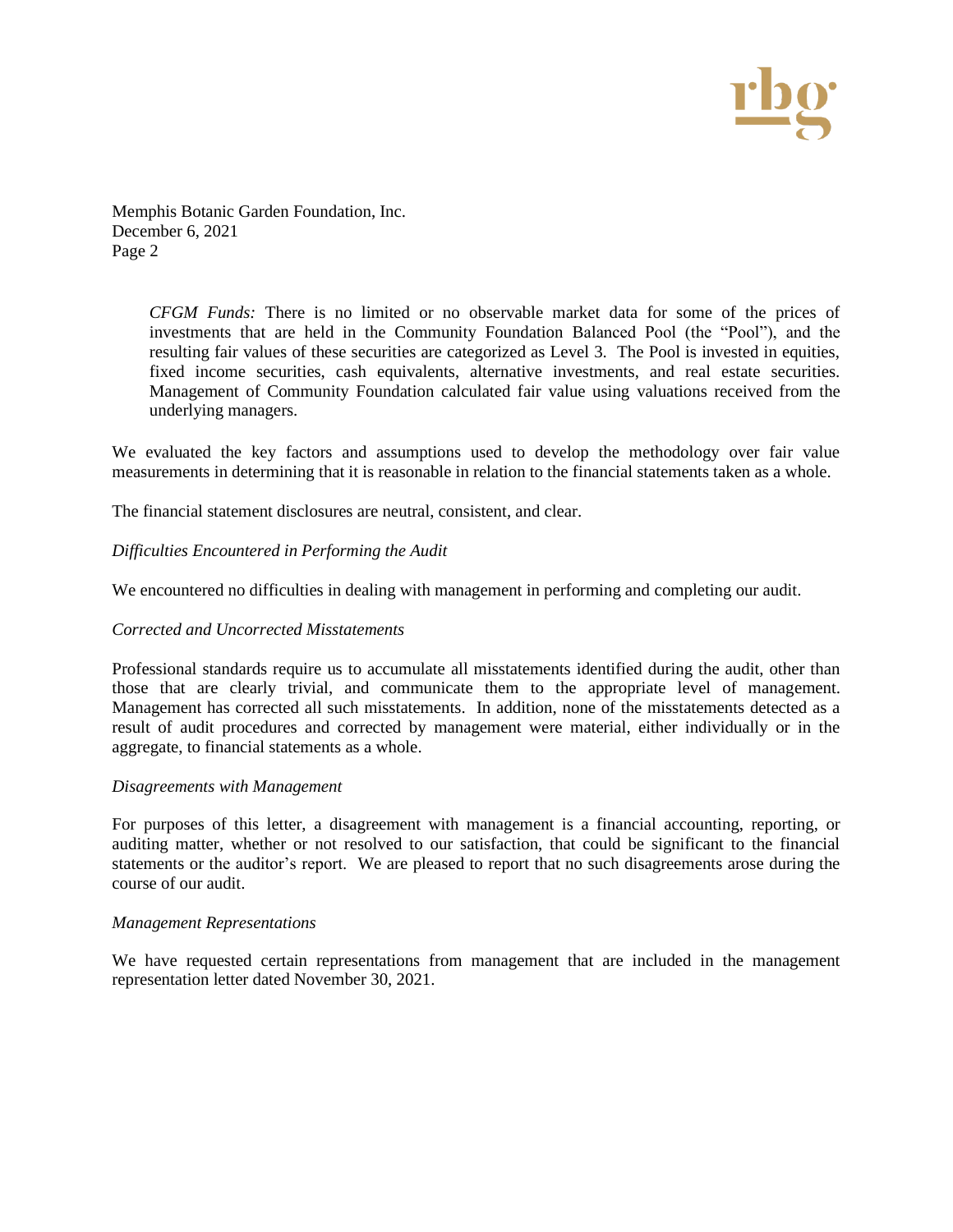Memphis Botanic Garden Foundation, Inc.
December 6, 2021
Page 2

> *CFGM Funds:* There is no limited or no observable market data for some of the prices of investments that are held in the Community Foundation Balanced Pool (the "Pool"), and the resulting fair values of these securities are categorized as Level 3. The Pool is invested in equities, fixed income securities, cash equivalents, alternative investments, and real estate securities. Management of Community Foundation calculated fair value using valuations received from the underlying managers.

We evaluated the key factors and assumptions used to develop the methodology over fair value measurements in determining that it is reasonable in relation to the financial statements taken as a whole.

The financial statement disclosures are neutral, consistent, and clear.

*Difficulties Encountered in Performing the Audit*

We encountered no difficulties in dealing with management in performing and completing our audit.

*Corrected and Uncorrected Misstatements*

Professional standards require us to accumulate all misstatements identified during the audit, other than those that are clearly trivial, and communicate them to the appropriate level of management. Management has corrected all such misstatements. In addition, none of the misstatements detected as a result of audit procedures and corrected by management were material, either individually or in the aggregate, to financial statements as a whole.

*Disagreements with Management*

For purposes of this letter, a disagreement with management is a financial accounting, reporting, or auditing matter, whether or not resolved to our satisfaction, that could be significant to the financial statements or the auditor's report. We are pleased to report that no such disagreements arose during the course of our audit.

*Management Representations*

We have requested certain representations from management that are included in the management representation letter dated November 30, 2021.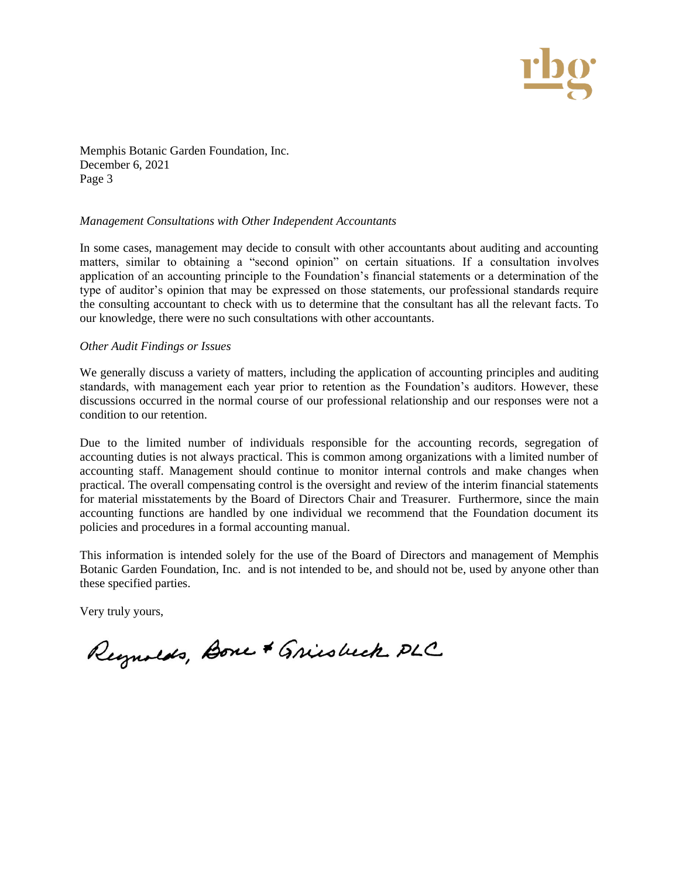Memphis Botanic Garden Foundation, Inc.
December 6, 2021
Page 3

*Management Consultations with Other Independent Accountants*

In some cases, management may decide to consult with other accountants about auditing and accounting matters, similar to obtaining a "second opinion" on certain situations. If a consultation involves application of an accounting principle to the Foundation's financial statements or a determination of the type of auditor's opinion that may be expressed on those statements, our professional standards require the consulting accountant to check with us to determine that the consultant has all the relevant facts. To our knowledge, there were no such consultations with other accountants.

*Other Audit Findings or Issues*

We generally discuss a variety of matters, including the application of accounting principles and auditing standards, with management each year prior to retention as the Foundation's auditors. However, these discussions occurred in the normal course of our professional relationship and our responses were not a condition to our retention.

Due to the limited number of individuals responsible for the accounting records, segregation of accounting duties is not always practical. This is common among organizations with a limited number of accounting staff. Management should continue to monitor internal controls and make changes when practical. The overall compensating control is the oversight and review of the interim financial statements for material misstatements by the Board of Directors Chair and Treasurer. Furthermore, since the main accounting functions are handled by one individual we recommend that the Foundation document its policies and procedures in a formal accounting manual.

This information is intended solely for the use of the Board of Directors and management of Memphis Botanic Garden Foundation, Inc. and is not intended to be, and should not be, used by anyone other than these specified parties.

Very truly yours,

Reynolds, Bone & Griesbeck PLC